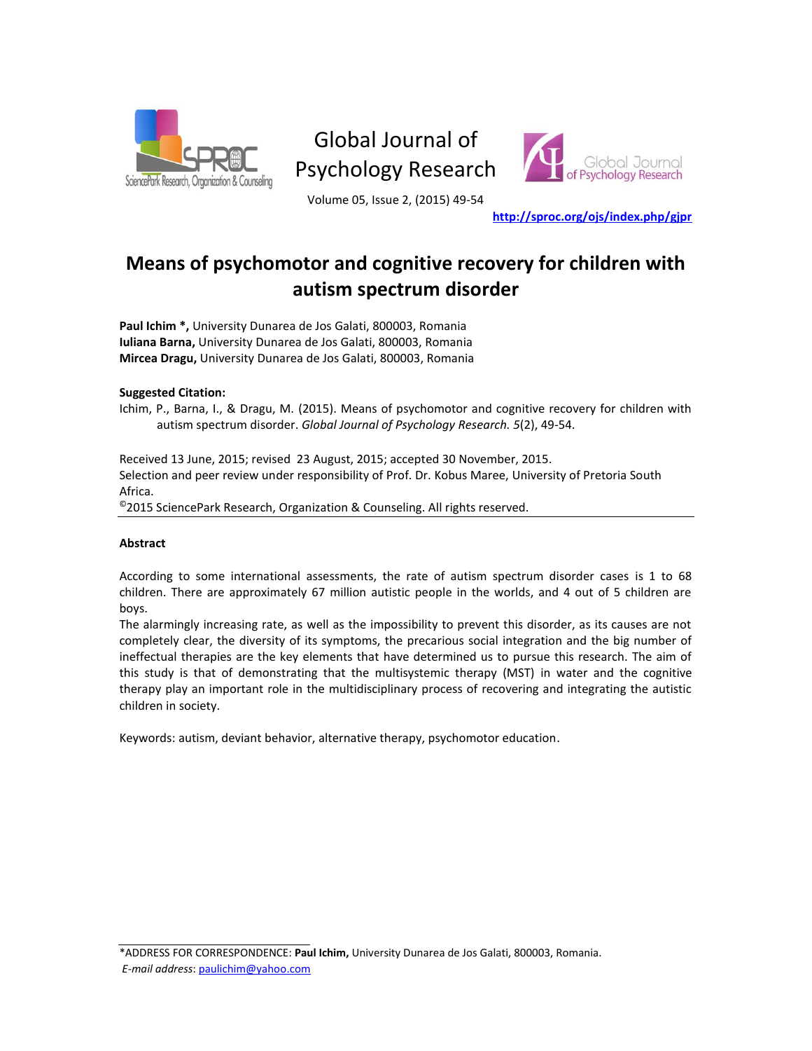# Means of psychomotor and cognitive recovery for children with autism spectrum disorder

**Paul Ichim \*,** University Dunarea de Jos Galati, 800003, Romania
**Iuliana Barna,** University Dunarea de Jos Galati, 800003, Romania
**Mircea Dragu,** University Dunarea de Jos Galati, 800003, Romania

**Suggested Citation:**

Ichim, P., Barna, I., & Dragu, M. (2015). Means of psychomotor and cognitive recovery for children with autism spectrum disorder. *Global Journal of Psychology Research. 5*(2), 49-54.

Received 13 June, 2015; revised 23 August, 2015; accepted 30 November, 2015.
Selection and peer review under responsibility of Prof. Dr. Kobus Maree, University of Pretoria South Africa.
©2015 SciencePark Research, Organization & Counseling. All rights reserved.

---

### Abstract

According to some international assessments, the rate of autism spectrum disorder cases is 1 to 68 children. There are approximately 67 million autistic people in the worlds, and 4 out of 5 children are boys.
The alarmingly increasing rate, as well as the impossibility to prevent this disorder, as its causes are not completely clear, the diversity of its symptoms, the precarious social integration and the big number of ineffectual therapies are the key elements that have determined us to pursue this research. The aim of this study is that of demonstrating that the multisystemic therapy (MST) in water and the cognitive therapy play an important role in the multidisciplinary process of recovering and integrating the autistic children in society.

Keywords: autism, deviant behavior, alternative therapy, psychomotor education.

---

\*ADDRESS FOR CORRESPONDENCE: **Paul Ichim,** University Dunarea de Jos Galati, 800003, Romania.
*E-mail address*: paulichim@yahoo.com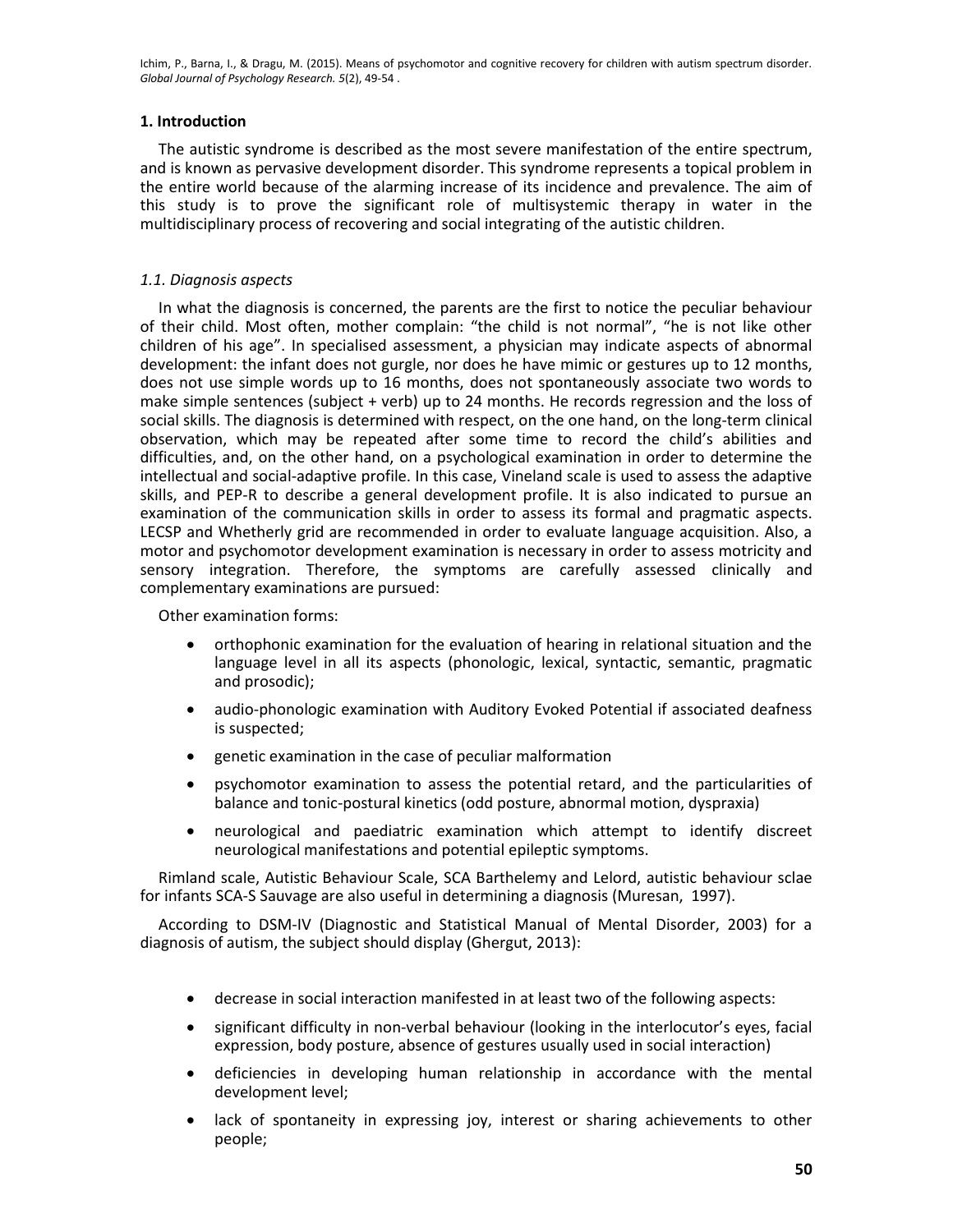## 1. Introduction

The autistic syndrome is described as the most severe manifestation of the entire spectrum, and is known as pervasive development disorder. This syndrome represents a topical problem in the entire world because of the alarming increase of its incidence and prevalence. The aim of this study is to prove the significant role of multisystemic therapy in water in the multidisciplinary process of recovering and social integrating of the autistic children.

### *1.1. Diagnosis aspects*

In what the diagnosis is concerned, the parents are the first to notice the peculiar behaviour of their child. Most often, mother complain: "the child is not normal", "he is not like other children of his age". In specialised assessment, a physician may indicate aspects of abnormal development: the infant does not gurgle, nor does he have mimic or gestures up to 12 months, does not use simple words up to 16 months, does not spontaneously associate two words to make simple sentences (subject + verb) up to 24 months. He records regression and the loss of social skills. The diagnosis is determined with respect, on the one hand, on the long-term clinical observation, which may be repeated after some time to record the child's abilities and difficulties, and, on the other hand, on a psychological examination in order to determine the intellectual and social-adaptive profile. In this case, Vineland scale is used to assess the adaptive skills, and PEP-R to describe a general development profile. It is also indicated to pursue an examination of the communication skills in order to assess its formal and pragmatic aspects. LECSP and Whetherly grid are recommended in order to evaluate language acquisition. Also, a motor and psychomotor development examination is necessary in order to assess motricity and sensory integration. Therefore, the symptoms are carefully assessed clinically and complementary examinations are pursued:

Other examination forms:

- orthophonic examination for the evaluation of hearing in relational situation and the language level in all its aspects (phonologic, lexical, syntactic, semantic, pragmatic and prosodic);
- audio-phonologic examination with Auditory Evoked Potential if associated deafness is suspected;
- genetic examination in the case of peculiar malformation
- psychomotor examination to assess the potential retard, and the particularities of balance and tonic-postural kinetics (odd posture, abnormal motion, dyspraxia)
- neurological and paediatric examination which attempt to identify discreet neurological manifestations and potential epileptic symptoms.

Rimland scale, Autistic Behaviour Scale, SCA Barthelemy and Lelord, autistic behaviour sclae for infants SCA-S Sauvage are also useful in determining a diagnosis (Muresan, 1997).

According to DSM-IV (Diagnostic and Statistical Manual of Mental Disorder, 2003) for a diagnosis of autism, the subject should display (Ghergut, 2013):

- decrease in social interaction manifested in at least two of the following aspects:
- significant difficulty in non-verbal behaviour (looking in the interlocutor's eyes, facial expression, body posture, absence of gestures usually used in social interaction)
- deficiencies in developing human relationship in accordance with the mental development level;
- lack of spontaneity in expressing joy, interest or sharing achievements to other people;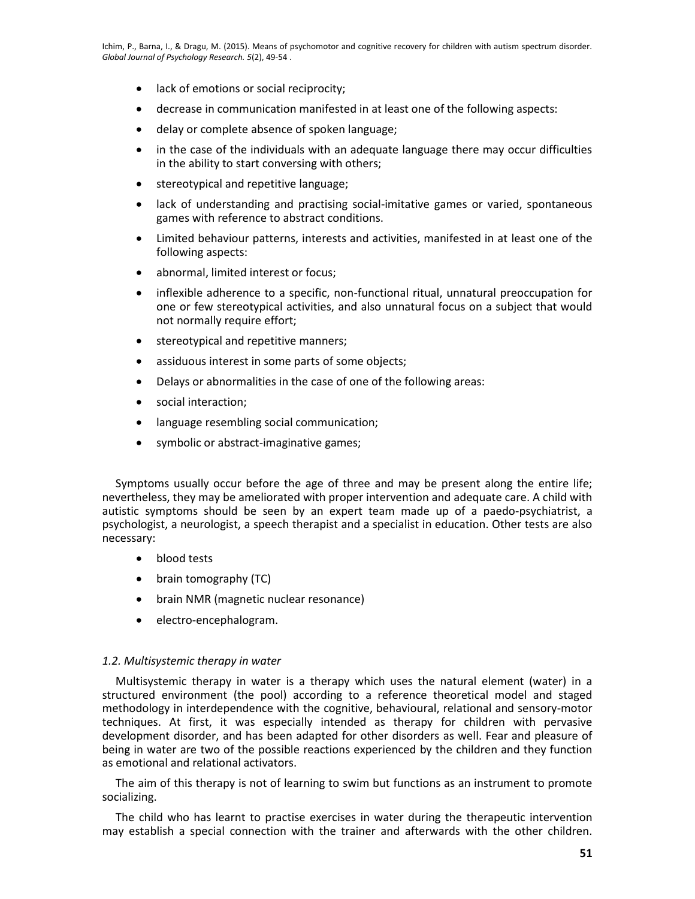- lack of emotions or social reciprocity;
- decrease in communication manifested in at least one of the following aspects:
- delay or complete absence of spoken language;
- in the case of the individuals with an adequate language there may occur difficulties in the ability to start conversing with others;
- stereotypical and repetitive language;
- lack of understanding and practising social-imitative games or varied, spontaneous games with reference to abstract conditions.
- Limited behaviour patterns, interests and activities, manifested in at least one of the following aspects:
- abnormal, limited interest or focus;
- inflexible adherence to a specific, non-functional ritual, unnatural preoccupation for one or few stereotypical activities, and also unnatural focus on a subject that would not normally require effort;
- stereotypical and repetitive manners;
- assiduous interest in some parts of some objects;
- Delays or abnormalities in the case of one of the following areas:
- social interaction;
- language resembling social communication;
- symbolic or abstract-imaginative games;

Symptoms usually occur before the age of three and may be present along the entire life; nevertheless, they may be ameliorated with proper intervention and adequate care. A child with autistic symptoms should be seen by an expert team made up of a paedo-psychiatrist, a psychologist, a neurologist, a speech therapist and a specialist in education. Other tests are also necessary:

- blood tests
- brain tomography (TC)
- brain NMR (magnetic nuclear resonance)
- electro-encephalogram.

### *1.2. Multisystemic therapy in water*

Multisystemic therapy in water is a therapy which uses the natural element (water) in a structured environment (the pool) according to a reference theoretical model and staged methodology in interdependence with the cognitive, behavioural, relational and sensory-motor techniques. At first, it was especially intended as therapy for children with pervasive development disorder, and has been adapted for other disorders as well. Fear and pleasure of being in water are two of the possible reactions experienced by the children and they function as emotional and relational activators.

The aim of this therapy is not of learning to swim but functions as an instrument to promote socializing.

The child who has learnt to practise exercises in water during the therapeutic intervention may establish a special connection with the trainer and afterwards with the other children.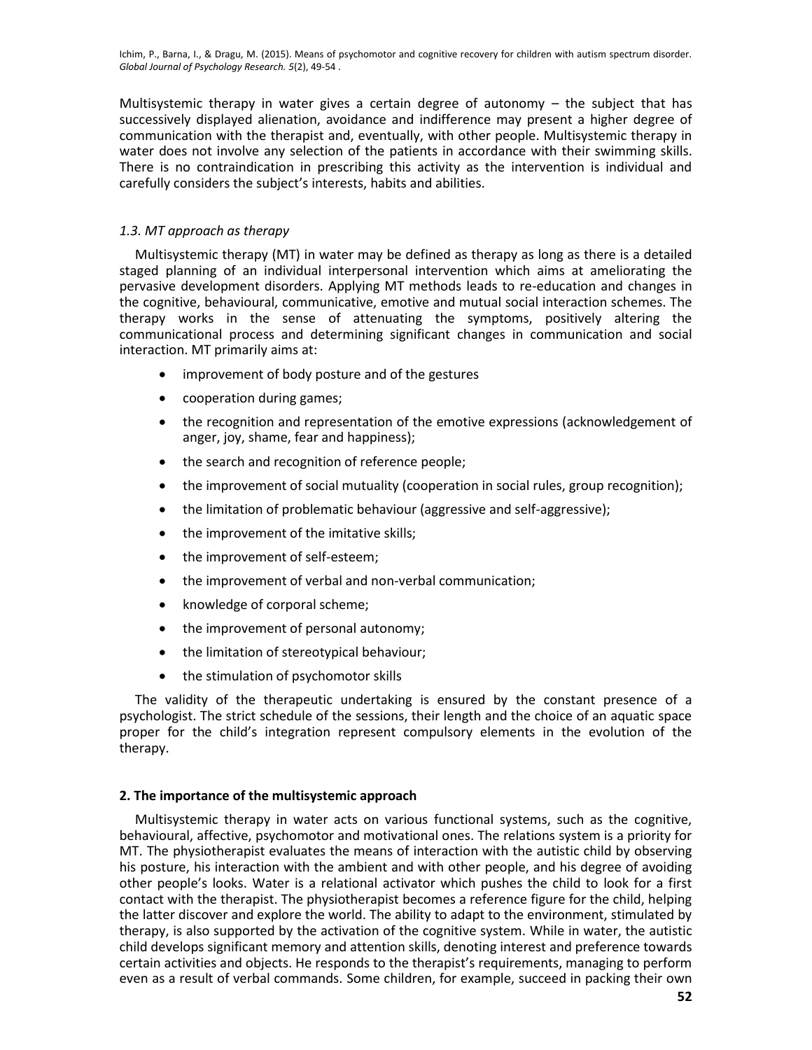Multisystemic therapy in water gives a certain degree of autonomy – the subject that has successively displayed alienation, avoidance and indifference may present a higher degree of communication with the therapist and, eventually, with other people. Multisystemic therapy in water does not involve any selection of the patients in accordance with their swimming skills. There is no contraindication in prescribing this activity as the intervention is individual and carefully considers the subject's interests, habits and abilities.

### *1.3. MT approach as therapy*

Multisystemic therapy (MT) in water may be defined as therapy as long as there is a detailed staged planning of an individual interpersonal intervention which aims at ameliorating the pervasive development disorders. Applying MT methods leads to re-education and changes in the cognitive, behavioural, communicative, emotive and mutual social interaction schemes. The therapy works in the sense of attenuating the symptoms, positively altering the communicational process and determining significant changes in communication and social interaction. MT primarily aims at:

- improvement of body posture and of the gestures
- cooperation during games;
- the recognition and representation of the emotive expressions (acknowledgement of anger, joy, shame, fear and happiness);
- the search and recognition of reference people;
- the improvement of social mutuality (cooperation in social rules, group recognition);
- the limitation of problematic behaviour (aggressive and self-aggressive);
- the improvement of the imitative skills;
- the improvement of self-esteem;
- the improvement of verbal and non-verbal communication;
- knowledge of corporal scheme;
- the improvement of personal autonomy;
- the limitation of stereotypical behaviour;
- the stimulation of psychomotor skills

The validity of the therapeutic undertaking is ensured by the constant presence of a psychologist. The strict schedule of the sessions, their length and the choice of an aquatic space proper for the child's integration represent compulsory elements in the evolution of the therapy.

## **2. The importance of the multisystemic approach**

Multisystemic therapy in water acts on various functional systems, such as the cognitive, behavioural, affective, psychomotor and motivational ones. The relations system is a priority for MT. The physiotherapist evaluates the means of interaction with the autistic child by observing his posture, his interaction with the ambient and with other people, and his degree of avoiding other people's looks. Water is a relational activator which pushes the child to look for a first contact with the therapist. The physiotherapist becomes a reference figure for the child, helping the latter discover and explore the world. The ability to adapt to the environment, stimulated by therapy, is also supported by the activation of the cognitive system. While in water, the autistic child develops significant memory and attention skills, denoting interest and preference towards certain activities and objects. He responds to the therapist's requirements, managing to perform even as a result of verbal commands. Some children, for example, succeed in packing their own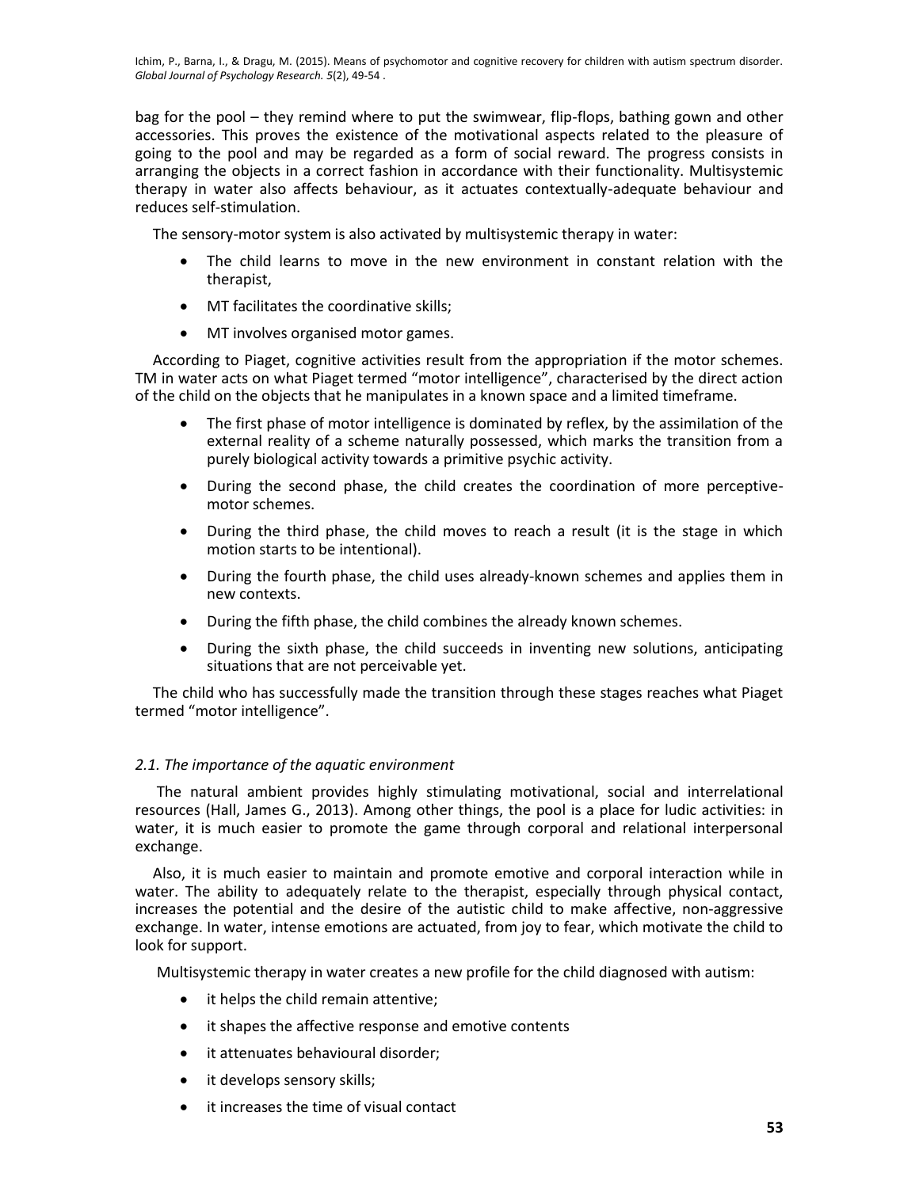bag for the pool – they remind where to put the swimwear, flip-flops, bathing gown and other accessories. This proves the existence of the motivational aspects related to the pleasure of going to the pool and may be regarded as a form of social reward. The progress consists in arranging the objects in a correct fashion in accordance with their functionality. Multisystemic therapy in water also affects behaviour, as it actuates contextually-adequate behaviour and reduces self-stimulation.

The sensory-motor system is also activated by multisystemic therapy in water:

- The child learns to move in the new environment in constant relation with the therapist,
- MT facilitates the coordinative skills;
- MT involves organised motor games.

According to Piaget, cognitive activities result from the appropriation if the motor schemes. TM in water acts on what Piaget termed "motor intelligence", characterised by the direct action of the child on the objects that he manipulates in a known space and a limited timeframe.

- The first phase of motor intelligence is dominated by reflex, by the assimilation of the external reality of a scheme naturally possessed, which marks the transition from a purely biological activity towards a primitive psychic activity.
- During the second phase, the child creates the coordination of more perceptive-motor schemes.
- During the third phase, the child moves to reach a result (it is the stage in which motion starts to be intentional).
- During the fourth phase, the child uses already-known schemes and applies them in new contexts.
- During the fifth phase, the child combines the already known schemes.
- During the sixth phase, the child succeeds in inventing new solutions, anticipating situations that are not perceivable yet.

The child who has successfully made the transition through these stages reaches what Piaget termed "motor intelligence".

### *2.1. The importance of the aquatic environment*

The natural ambient provides highly stimulating motivational, social and interrelational resources (Hall, James G., 2013). Among other things, the pool is a place for ludic activities: in water, it is much easier to promote the game through corporal and relational interpersonal exchange.

Also, it is much easier to maintain and promote emotive and corporal interaction while in water. The ability to adequately relate to the therapist, especially through physical contact, increases the potential and the desire of the autistic child to make affective, non-aggressive exchange. In water, intense emotions are actuated, from joy to fear, which motivate the child to look for support.

Multisystemic therapy in water creates a new profile for the child diagnosed with autism:

- it helps the child remain attentive;
- it shapes the affective response and emotive contents
- it attenuates behavioural disorder;
- it develops sensory skills;
- it increases the time of visual contact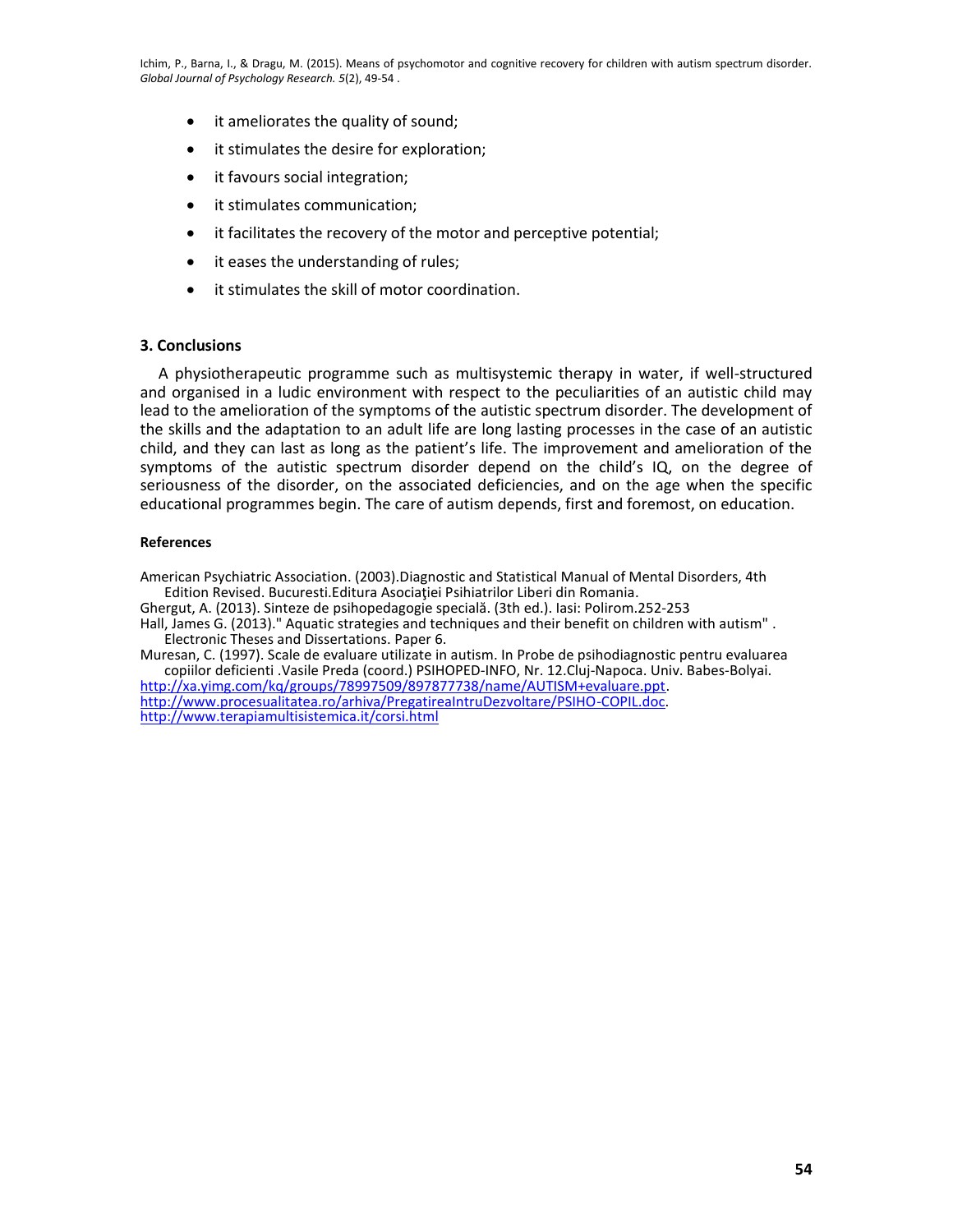- it ameliorates the quality of sound;
- it stimulates the desire for exploration;
- it favours social integration;
- it stimulates communication;
- it facilitates the recovery of the motor and perceptive potential;
- it eases the understanding of rules;
- it stimulates the skill of motor coordination.

### 3. Conclusions

A physiotherapeutic programme such as multisystemic therapy in water, if well-structured and organised in a ludic environment with respect to the peculiarities of an autistic child may lead to the amelioration of the symptoms of the autistic spectrum disorder. The development of the skills and the adaptation to an adult life are long lasting processes in the case of an autistic child, and they can last as long as the patient's life. The improvement and amelioration of the symptoms of the autistic spectrum disorder depend on the child's IQ, on the degree of seriousness of the disorder, on the associated deficiencies, and on the age when the specific educational programmes begin. The care of autism depends, first and foremost, on education.

#### References

American Psychiatric Association. (2003).Diagnostic and Statistical Manual of Mental Disorders, 4th Edition Revised. Bucuresti.Editura Asociaţiei Psihiatrilor Liberi din Romania.

Ghergut, A. (2013). Sinteze de psihopedagogie specială. (3th ed.). Iasi: Polirom.252-253

Hall, James G. (2013)." Aquatic strategies and techniques and their benefit on children with autism" . Electronic Theses and Dissertations. Paper 6.

Muresan, C. (1997). Scale de evaluare utilizate in autism. In Probe de psihodiagnostic pentru evaluarea copiilor deficienti .Vasile Preda (coord.) PSIHOPED-INFO, Nr. 12.Cluj-Napoca. Univ. Babes-Bolyai.

http://xa.yimg.com/kq/groups/78997509/897877738/name/AUTISM+evaluare.ppt.

http://www.procesualitatea.ro/arhiva/PregatireaIntruDezvoltare/PSIHO-COPIL.doc.

http://www.terapiamultisistemica.it/corsi.html